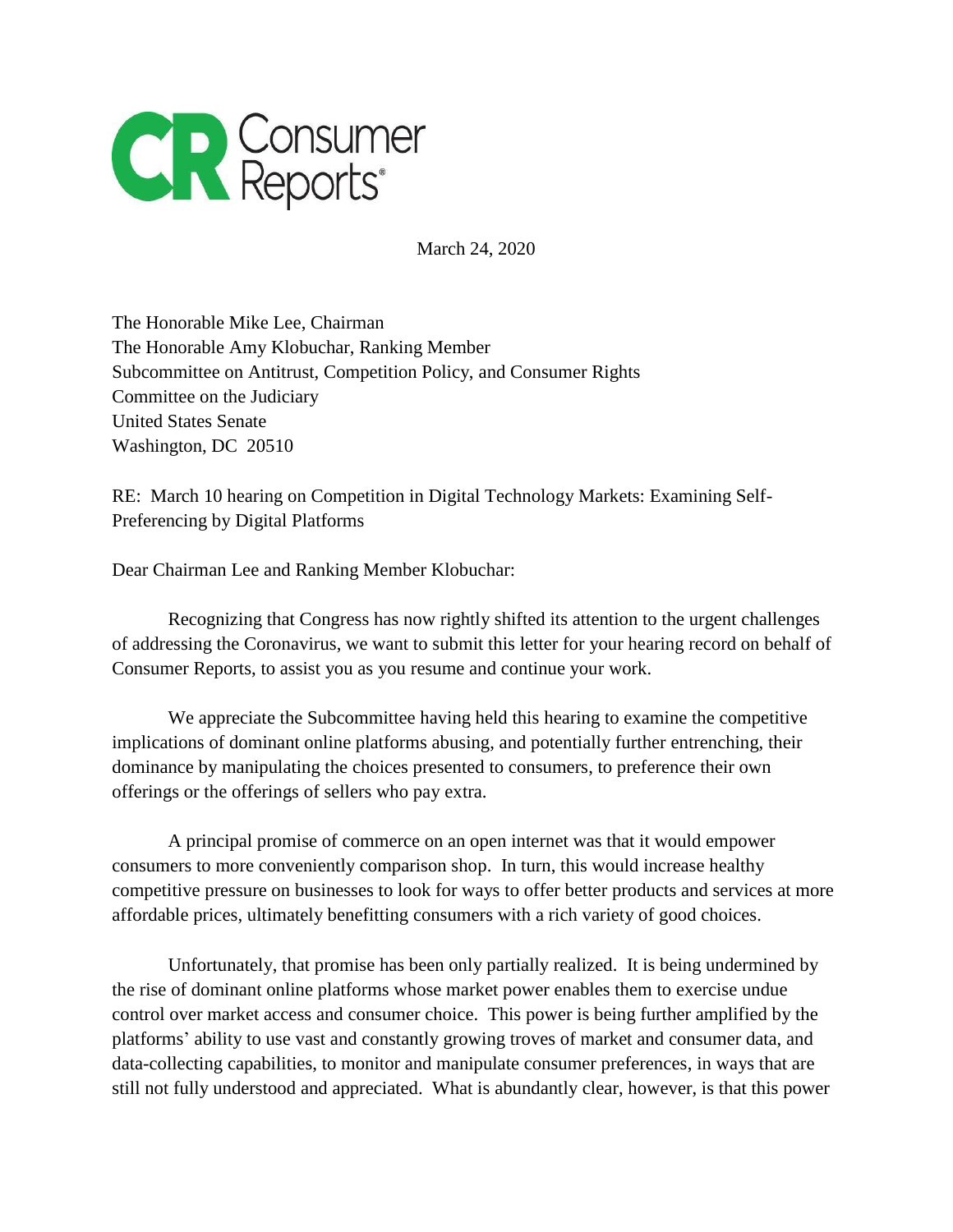**Consumer Reports**

March 24, 2020

The Honorable Mike Lee, Chairman
The Honorable Amy Klobuchar, Ranking Member
Subcommittee on Antitrust, Competition Policy, and Consumer Rights
Committee on the Judiciary
United States Senate
Washington, DC 20510

RE: March 10 hearing on Competition in Digital Technology Markets: Examining Self-Preferencing by Digital Platforms

Dear Chairman Lee and Ranking Member Klobuchar:

Recognizing that Congress has now rightly shifted its attention to the urgent challenges of addressing the Coronavirus, we want to submit this letter for your hearing record on behalf of Consumer Reports, to assist you as you resume and continue your work.

We appreciate the Subcommittee having held this hearing to examine the competitive implications of dominant online platforms abusing, and potentially further entrenching, their dominance by manipulating the choices presented to consumers, to preference their own offerings or the offerings of sellers who pay extra.

A principal promise of commerce on an open internet was that it would empower consumers to more conveniently comparison shop. In turn, this would increase healthy competitive pressure on businesses to look for ways to offer better products and services at more affordable prices, ultimately benefitting consumers with a rich variety of good choices.

Unfortunately, that promise has been only partially realized. It is being undermined by the rise of dominant online platforms whose market power enables them to exercise undue control over market access and consumer choice. This power is being further amplified by the platforms' ability to use vast and constantly growing troves of market and consumer data, and data-collecting capabilities, to monitor and manipulate consumer preferences, in ways that are still not fully understood and appreciated. What is abundantly clear, however, is that this power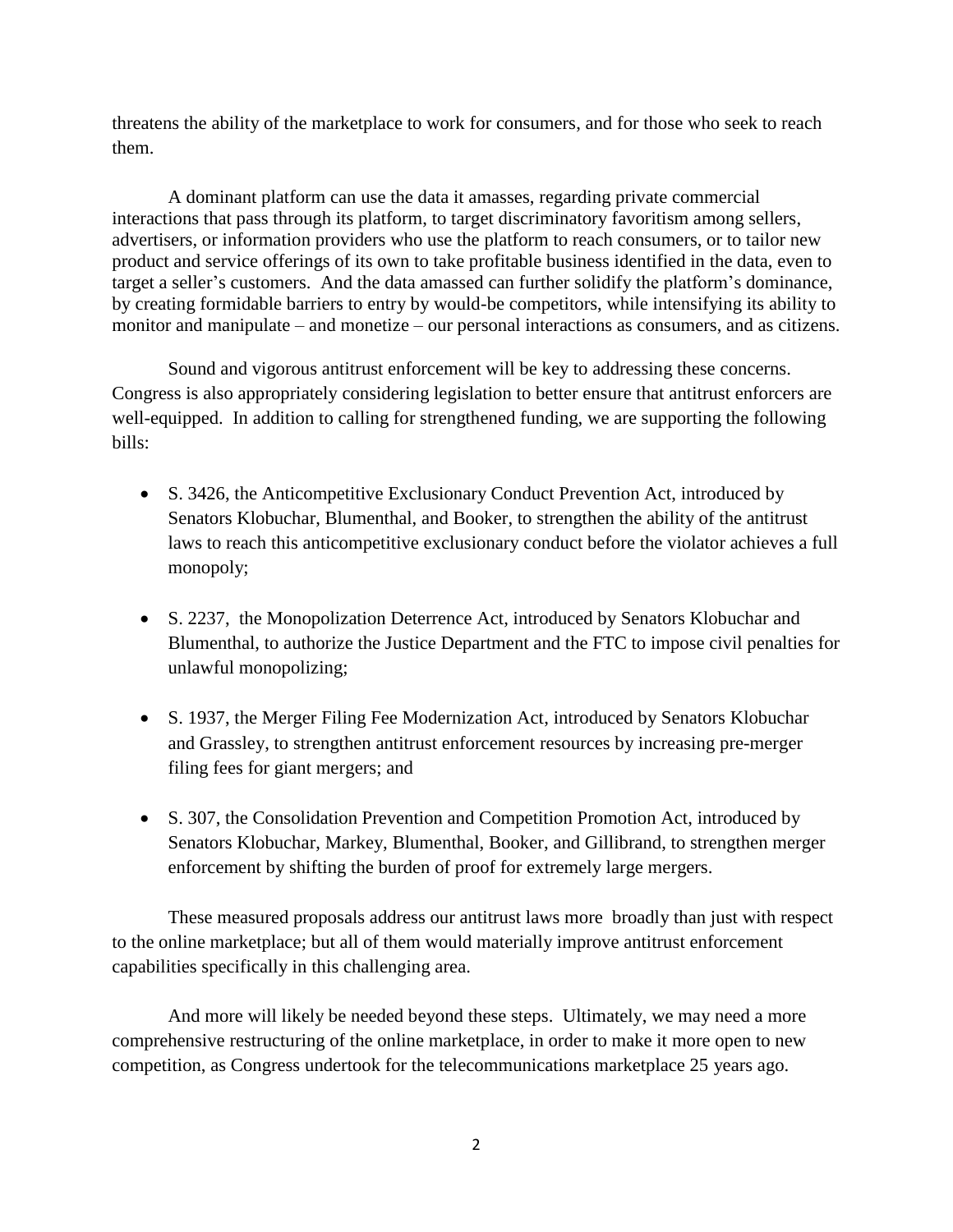threatens the ability of the marketplace to work for consumers, and for those who seek to reach them.

A dominant platform can use the data it amasses, regarding private commercial interactions that pass through its platform, to target discriminatory favoritism among sellers, advertisers, or information providers who use the platform to reach consumers, or to tailor new product and service offerings of its own to take profitable business identified in the data, even to target a seller's customers. And the data amassed can further solidify the platform's dominance, by creating formidable barriers to entry by would-be competitors, while intensifying its ability to monitor and manipulate – and monetize – our personal interactions as consumers, and as citizens.

Sound and vigorous antitrust enforcement will be key to addressing these concerns. Congress is also appropriately considering legislation to better ensure that antitrust enforcers are well-equipped. In addition to calling for strengthened funding, we are supporting the following bills:

- S. 3426, the Anticompetitive Exclusionary Conduct Prevention Act, introduced by Senators Klobuchar, Blumenthal, and Booker, to strengthen the ability of the antitrust laws to reach this anticompetitive exclusionary conduct before the violator achieves a full monopoly;

- S. 2237, the Monopolization Deterrence Act, introduced by Senators Klobuchar and Blumenthal, to authorize the Justice Department and the FTC to impose civil penalties for unlawful monopolizing;

- S. 1937, the Merger Filing Fee Modernization Act, introduced by Senators Klobuchar and Grassley, to strengthen antitrust enforcement resources by increasing pre-merger filing fees for giant mergers; and

- S. 307, the Consolidation Prevention and Competition Promotion Act, introduced by Senators Klobuchar, Markey, Blumenthal, Booker, and Gillibrand, to strengthen merger enforcement by shifting the burden of proof for extremely large mergers.

These measured proposals address our antitrust laws more broadly than just with respect to the online marketplace; but all of them would materially improve antitrust enforcement capabilities specifically in this challenging area.

And more will likely be needed beyond these steps. Ultimately, we may need a more comprehensive restructuring of the online marketplace, in order to make it more open to new competition, as Congress undertook for the telecommunications marketplace 25 years ago.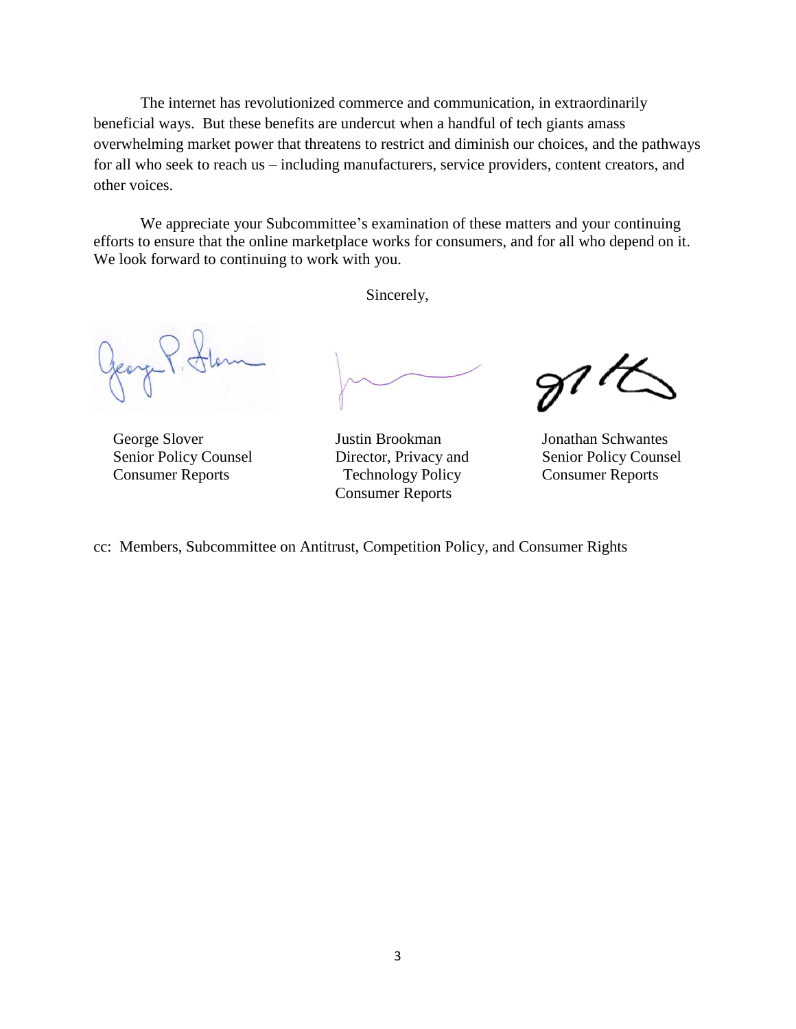The internet has revolutionized commerce and communication, in extraordinarily beneficial ways. But these benefits are undercut when a handful of tech giants amass overwhelming market power that threatens to restrict and diminish our choices, and the pathways for all who seek to reach us – including manufacturers, service providers, content creators, and other voices.

We appreciate your Subcommittee's examination of these matters and your continuing efforts to ensure that the online marketplace works for consumers, and for all who depend on it. We look forward to continuing to work with you.

Sincerely,

| | | |
|---|---|---|
| George Slover<br>Senior Policy Counsel<br>Consumer Reports | Justin Brookman<br>Director, Privacy and Technology Policy<br>Consumer Reports | Jonathan Schwantes<br>Senior Policy Counsel<br>Consumer Reports |

cc: Members, Subcommittee on Antitrust, Competition Policy, and Consumer Rights